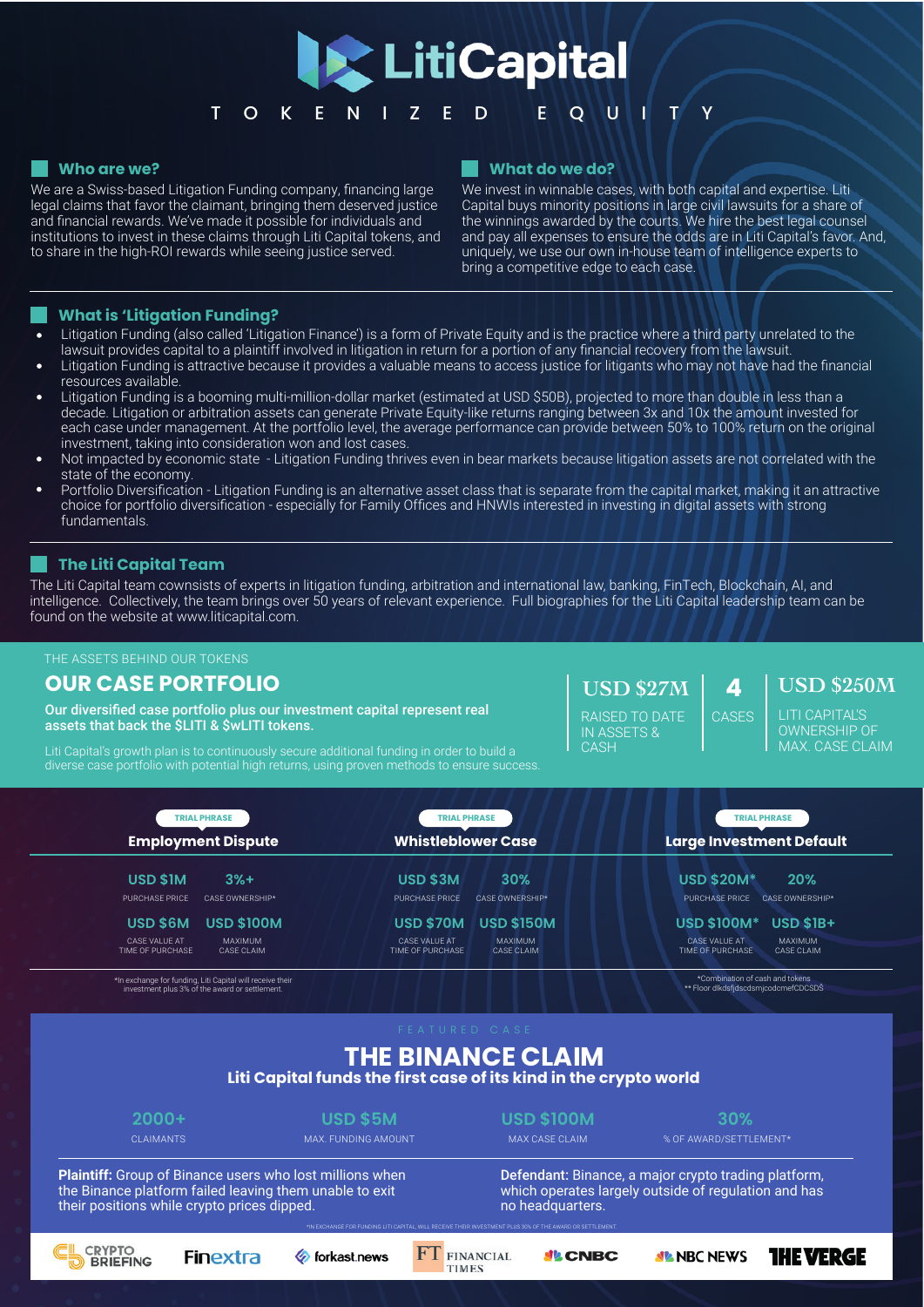# LitiCapital

TOKENIZED EQUITY

## Who are we?

We are a Swiss-based Litigation Funding company, financing large legal claims that favor the claimant, bringing them deserved justice and financial rewards. We've made it possible for individuals and institutions to invest in these claims through Liti Capital tokens, and to share in the high-ROI rewards while seeing justice served.

## What do we do?

We invest in winnable cases, with both capital and expertise. Liti Capital buys minority positions in large civil lawsuits for a share of the winnings awarded by the courts. We hire the best legal counsel and pay all expenses to ensure the odds are in Liti Capital's favor. And, uniquely, we use our own in-house team of intelligence experts to bring a competitive edge to each case.

## What is 'Litigation Funding?

- Litigation Funding (also called 'Litigation Finance') is a form of Private Equity and is the practice where a third party unrelated to the lawsuit provides capital to a plaintiff involved in litigation in return for a portion of any financial recovery from the lawsuit.
- Litigation Funding is attractive because it provides a valuable means to access justice for litigants who may not have had the financial resources available.
- Litigation Funding is a booming multi-million-dollar market (estimated at USD $50B), projected to more than double in less than a decade. Litigation or arbitration assets can generate Private Equity-like returns ranging between 3x and 10x the amount invested for each case under management. At the portfolio level, the average performance can provide between 50% to 100% return on the original investment, taking into consideration won and lost cases.
- Not impacted by economic state - Litigation Funding thrives even in bear markets because litigation assets are not correlated with the state of the economy.
- Portfolio Diversification - Litigation Funding is an alternative asset class that is separate from the capital market, making it an attractive choice for portfolio diversification - especially for Family Offices and HNWIs interested in investing in digital assets with strong fundamentals.

## The Liti Capital Team

The Liti Capital team cownsists of experts in litigation funding, arbitration and international law, banking, FinTech, Blockchain, AI, and intelligence. Collectively, the team brings over 50 years of relevant experience. Full biographies for the Liti Capital leadership team can be found on the website at www.liticapital.com.

THE ASSETS BEHIND OUR TOKENS

## OUR CASE PORTFOLIO

**Our diversified case portfolio plus our investment capital represent real assets that back the $LITI & $wLITI tokens.**

Liti Capital's growth plan is to continuously secure additional funding in order to build a diverse case portfolio with potential high returns, using proven methods to ensure success.

**USD $27M** — RAISED TO DATE IN ASSETS & CASH

**4** — CASES

**USD $250M** — LITI CAPITAL'S OWNERSHIP OF MAX. CASE CLAIM

| | Employment Dispute | Whistleblower Case | Large Investment Default |
|---|---|---|---|
| Status | TRIAL PHRASE | TRIAL PHRASE | TRIAL PHRASE |
| PURCHASE PRICE | USD $1M | USD $3M | USD $20M* |
| CASE OWNERSHIP* | 3%+ | 30% | 20% |
| CASE VALUE AT TIME OF PURCHASE | USD $6M | USD $70M | USD $100M* |
| MAXIMUM CASE CLAIM | USD $100M | USD $150M | USD $1B+ |

*In exchange for funding, Liti Capital will receive their investment plus 3% of the award or settlement.

*Combination of cash and tokens
** Floor dlkdsfjdscdsmjcodcmefCDCSD$

FEATURED CASE

## THE BINANCE CLAIM

**Liti Capital funds the first case of its kind in the crypto world**

| 2000+ | USD $5M | USD $100M | 30% |
|---|---|---|---|
| CLAIMANTS | MAX. FUNDING AMOUNT | MAX CASE CLAIM | % OF AWARD/SETTLEMENT* |

**Plaintiff:** Group of Binance users who lost millions when the Binance platform failed leaving them unable to exit their positions while crypto prices dipped.

**Defendant:** Binance, a major crypto trading platform, which operates largely outside of regulation and has no headquarters.

*IN EXCHANGE FOR FUNDING LITI CAPITAL WILL RECEIVE THEIR INVESTMENT PLUS 30% OF THE AWARD OR SETTLEMENT

CRYPTO BRIEFING | Finextra | forkast.news | FINANCIAL TIMES | CNBC | NBC NEWS | THE VERGE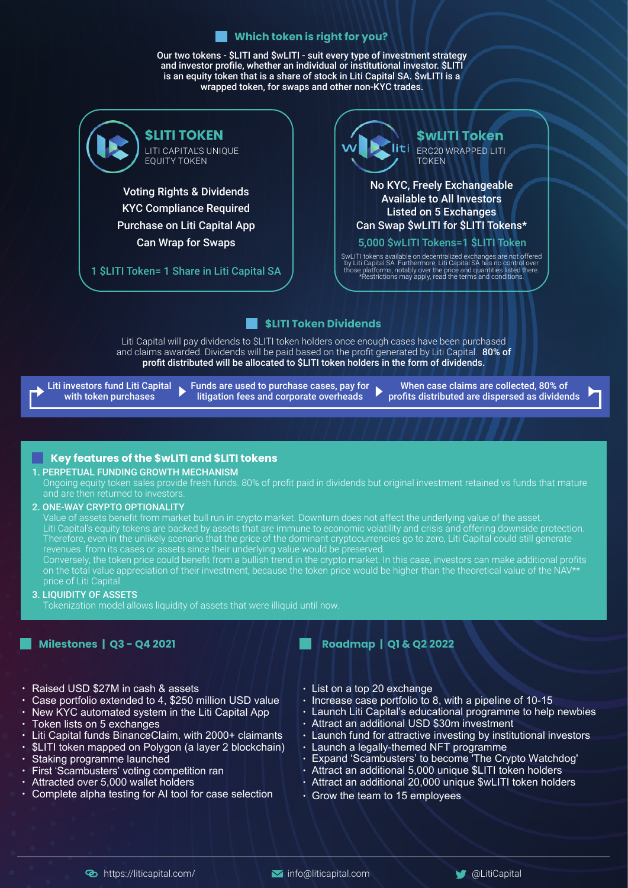## Which token is right for you?

**Our two tokens - $LITI and $wLITI - suit every type of investment strategy and investor profile, whether an individual or institutional investor. $LITI is an equity token that is a share of stock in Liti Capital SA. $wLITI is a wrapped token, for swaps and other non-KYC trades.**

### $LITI TOKEN

LITI CAPITAL'S UNIQUE EQUITY TOKEN

**Voting Rights & Dividends**
**KYC Compliance Required**
**Purchase on Liti Capital App**
**Can Wrap for Swaps**

1 $LITI Token= 1 Share in Liti Capital SA

### $wLITI Token

ERC20 WRAPPED LITI TOKEN

**No KYC, Freely Exchangeable**
**Available to All Investors**
**Listed on 5 Exchanges**
**Can Swap $wLITI for $LITI Tokens***

5,000 $wLITI Tokens=1 $LITI Token

$wLITI tokens available on decentralized exchanges are not offered by Liti Capital SA. Furthermore, Liti Capital SA has no control over those platforms, notably over the price and quantities listed there.
*Restrictions may apply, read the terms and conditions.

## $LITI Token Dividends

Liti Capital will pay dividends to $LITI token holders once enough cases have been purchased and claims awarded. Dividends will be paid based on the profit generated by Liti Capital. **80% of profit distributed will be allocated to $LITI token holders in the form of dividends.**

**Liti investors fund Liti Capital with token purchases** → **Funds are used to purchase cases, pay for litigation fees and corporate overheads** → **When case claims are collected, 80% of profits distributed are dispersed as dividends**

## Key features of the $wLITI and $LITI tokens

**1. PERPETUAL FUNDING GROWTH MECHANISM**

Ongoing equity token sales provide fresh funds. 80% of profit paid in dividends but original investment retained vs funds that mature and are then returned to investors.

**2. ONE-WAY CRYPTO OPTIONALITY**

Value of assets benefit from market bull run in crypto market. Downturn does not affect the underlying value of the asset.
Liti Capital's equity tokens are backed by assets that are immune to economic volatility and crisis and offering downside protection. Therefore, even in the unlikely scenario that the price of the dominant cryptocurrencies go to zero, Liti Capital could still generate revenues from its cases or assets since their underlying value would be preserved.
Conversely, the token price could benefit from a bullish trend in the crypto market. In this case, investors can make additional profits on the total value appreciation of their investment, because the token price would be higher than the theoretical value of the NAV** price of Liti Capital.

**3. LIQUIDITY OF ASSETS**

Tokenization model allows liquidity of assets that were illiquid until now.

## Milestones | Q3 - Q4 2021

- Raised USD $27M in cash & assets
- Case portfolio extended to 4, $250 million USD value
- New KYC automated system in the Liti Capital App
- Token lists on 5 exchanges
- Liti Capital funds BinanceClaim, with 2000+ claimants
- $LITI token mapped on Polygon (a layer 2 blockchain)
- Staking programme launched
- First 'Scambusters' voting competition ran
- Attracted over 5,000 wallet holders
- Complete alpha testing for AI tool for case selection

## Roadmap | Q1 & Q2 2022

- List on a top 20 exchange
- Increase case portfolio to 8, with a pipeline of 10-15
- Launch Liti Capital's educational programme to help newbies
- Attract an additional USD $30m investment
- Launch fund for attractive investing by institutional investors
- Launch a legally-themed NFT programme
- Expand 'Scambusters' to become 'The Crypto Watchdog'
- Attract an additional 5,000 unique $LITI token holders
- Attract an additional 20,000 unique $wLITI token holders
- Grow the team to 15 employees

https://liticapital.com/ | info@liticapital.com | @LitiCapital